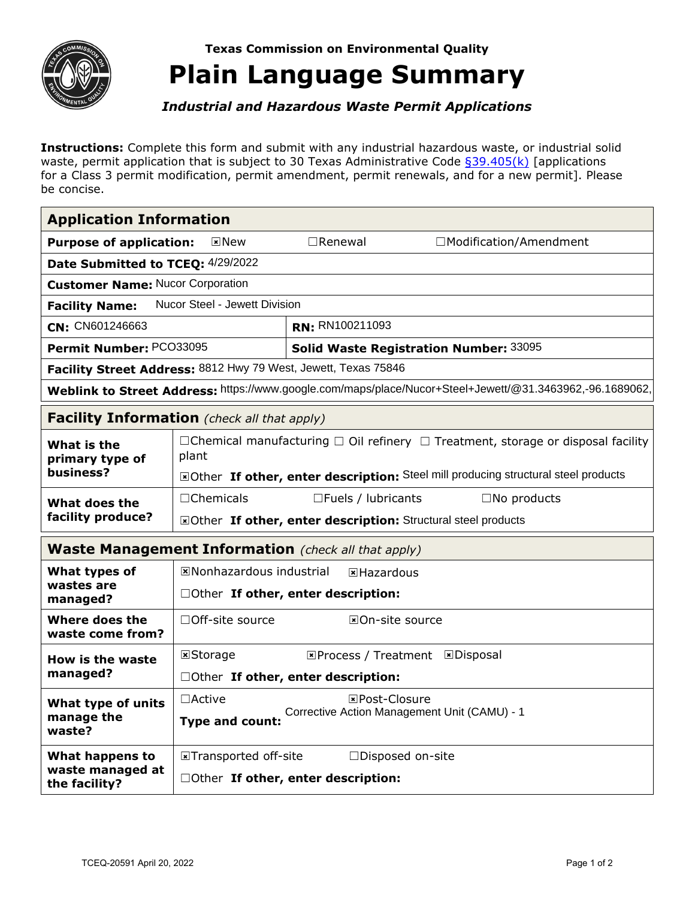Texas Commission on Environmental Quality

# Plain Language Summary

### *Industrial and Hazardous Waste Permit Applications*

**Instructions:** Complete this form and submit with any industrial hazardous waste, or industrial solid waste, permit application that is subject to 30 Texas Administrative Code §39.405(k) [applications for a Class 3 permit modification, permit amendment, permit renewals, and for a new permit]. Please be concise.

| **Application Information** | | |
|---|---|---|
| **Purpose of application:** ☒New | ☐Renewal | ☐Modification/Amendment |
| **Date Submitted to TCEQ:** 4/29/2022 | | |
| **Customer Name:** Nucor Corporation | | |
| **Facility Name:** Nucor Steel - Jewett Division | | |
| **CN:** CN601246663 | **RN:** RN100211093 | |
| **Permit Number:** PCO33095 | **Solid Waste Registration Number:** 33095 | |
| **Facility Street Address:** 8812 Hwy 79 West, Jewett, Texas 75846 | | |
| **Weblink to Street Address:** https://www.google.com/maps/place/Nucor+Steel+Jewett/@31.3463962,-96.1689062, | | |

| **Facility Information** *(check all that apply)* | |
|---|---|
| **What is the primary type of business?** | ☐Chemical manufacturing ☐ Oil refinery ☐ Treatment, storage or disposal facility plant<br>☒Other **If other, enter description:** Steel mill producing structural steel products |
| **What does the facility produce?** | ☐Chemicals ☐Fuels / lubricants ☐No products<br>☒Other **If other, enter description:** Structural steel products |

| **Waste Management Information** *(check all that apply)* | |
|---|---|
| **What types of wastes are managed?** | ☒Nonhazardous industrial ☒Hazardous<br>☐Other **If other, enter description:** |
| **Where does the waste come from?** | ☐Off-site source ☒On-site source |
| **How is the waste managed?** | ☒Storage ☒Process / Treatment ☒Disposal<br>☐Other **If other, enter description:** |
| **What type of units manage the waste?** | ☐Active ☒Post-Closure<br>**Type and count:** Corrective Action Management Unit (CAMU) - 1 |
| **What happens to waste managed at the facility?** | ☒Transported off-site ☐Disposed on-site<br>☐Other **If other, enter description:** |

TCEQ-20591 April 20, 2022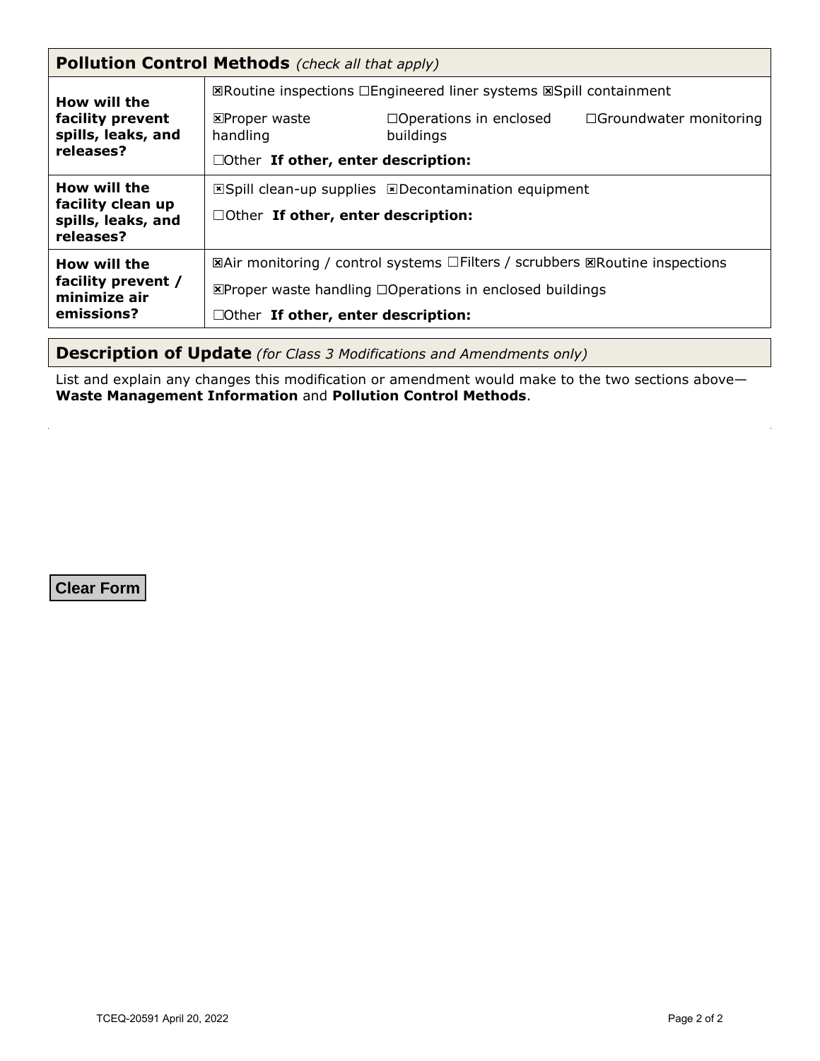| **Pollution Control Methods** *(check all that apply)* | |
|---|---|
| **How will the facility prevent spills, leaks, and releases?** | ☒Routine inspections ☐Engineered liner systems ☒Spill containment ☒Proper waste handling ☐Operations in enclosed buildings ☐Groundwater monitoring ☐Other **If other, enter description:** |
| **How will the facility clean up spills, leaks, and releases?** | ☒Spill clean-up supplies ☒Decontamination equipment ☐Other **If other, enter description:** |
| **How will the facility prevent / minimize air emissions?** | ☒Air monitoring / control systems ☐Filters / scrubbers ☒Routine inspections ☒Proper waste handling ☐Operations in enclosed buildings ☐Other **If other, enter description:** |

## Description of Update *(for Class 3 Modifications and Amendments only)*

List and explain any changes this modification or amendment would make to the two sections above—**Waste Management Information** and **Pollution Control Methods**.

Clear Form

TCEQ-20591 April 20, 2022